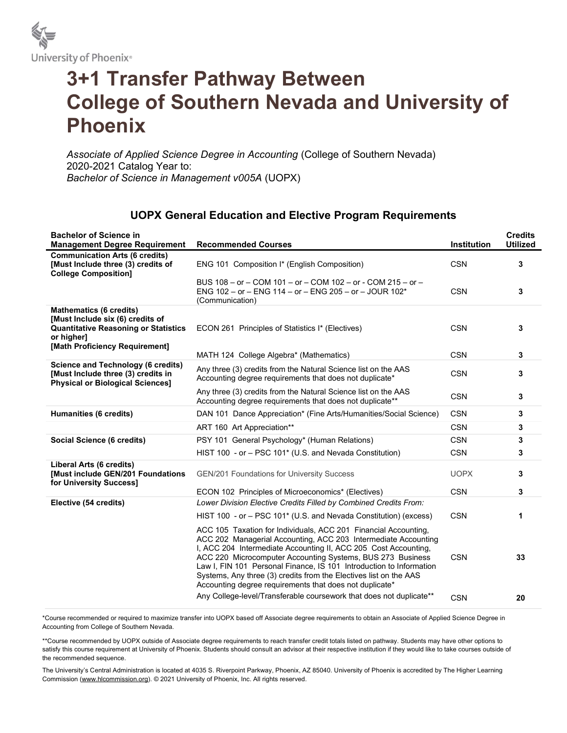University of Phoenix®

# 3+1 Transfer Pathway Between College of Southern Nevada and University of Phoenix

*Associate of Applied Science Degree in Accounting* (College of Southern Nevada)
2020-2021 Catalog Year to:
*Bachelor of Science in Management v005A* (UOPX)

## UOPX General Education and Elective Program Requirements

| Bachelor of Science in Management Degree Requirement | Recommended Courses | Institution | Credits Utilized |
|---|---|---|---|
| **Communication Arts (6 credits) [Must Include three (3) credits of College Composition]** | ENG 101 Composition I* (English Composition) | CSN | **3** |
| | BUS 108 – or – COM 101 – or – COM 102 – or - COM 215 – or – ENG 102 – or – ENG 114 – or – ENG 205 – or – JOUR 102* (Communication) | CSN | **3** |
| **Mathematics (6 credits) [Must Include six (6) credits of Quantitative Reasoning or Statistics or higher] [Math Proficiency Requirement]** | ECON 261 Principles of Statistics I* (Electives) | CSN | **3** |
| | MATH 124 College Algebra* (Mathematics) | CSN | **3** |
| **Science and Technology (6 credits) [Must Include three (3) credits in Physical or Biological Sciences]** | Any three (3) credits from the Natural Science list on the AAS Accounting degree requirements that does not duplicate* | CSN | **3** |
| | Any three (3) credits from the Natural Science list on the AAS Accounting degree requirements that does not duplicate** | CSN | **3** |
| **Humanities (6 credits)** | DAN 101 Dance Appreciation* (Fine Arts/Humanities/Social Science) | CSN | **3** |
| | ART 160 Art Appreciation** | CSN | **3** |
| **Social Science (6 credits)** | PSY 101 General Psychology* (Human Relations) | CSN | **3** |
| | HIST 100 - or – PSC 101* (U.S. and Nevada Constitution) | CSN | **3** |
| **Liberal Arts (6 credits) [Must include GEN/201 Foundations for University Success]** | GEN/201 Foundations for University Success | UOPX | **3** |
| | ECON 102 Principles of Microeconomics* (Electives) | CSN | **3** |
| **Elective (54 credits)** | *Lower Division Elective Credits Filled by Combined Credits From:* | | |
| | HIST 100 - or – PSC 101* (U.S. and Nevada Constitution) (excess) | CSN | **1** |
| | ACC 105 Taxation for Individuals, ACC 201 Financial Accounting, ACC 202 Managerial Accounting, ACC 203 Intermediate Accounting I, ACC 204 Intermediate Accounting II, ACC 205 Cost Accounting, ACC 220 Microcomputer Accounting Systems, BUS 273 Business Law I, FIN 101 Personal Finance, IS 101 Introduction to Information Systems, Any three (3) credits from the Electives list on the AAS Accounting degree requirements that does not duplicate* | CSN | **33** |
| | Any College-level/Transferable coursework that does not duplicate** | CSN | **20** |

*Course recommended or required to maximize transfer into UOPX based off Associate degree requirements to obtain an Associate of Applied Science Degree in Accounting from College of Southern Nevada.

**Course recommended by UOPX outside of Associate degree requirements to reach transfer credit totals listed on pathway. Students may have other options to satisfy this course requirement at University of Phoenix. Students should consult an advisor at their respective institution if they would like to take courses outside of the recommended sequence.

The University's Central Administration is located at 4035 S. Riverpoint Parkway, Phoenix, AZ 85040. University of Phoenix is accredited by The Higher Learning Commission (www.hlcommission.org). © 2021 University of Phoenix, Inc. All rights reserved.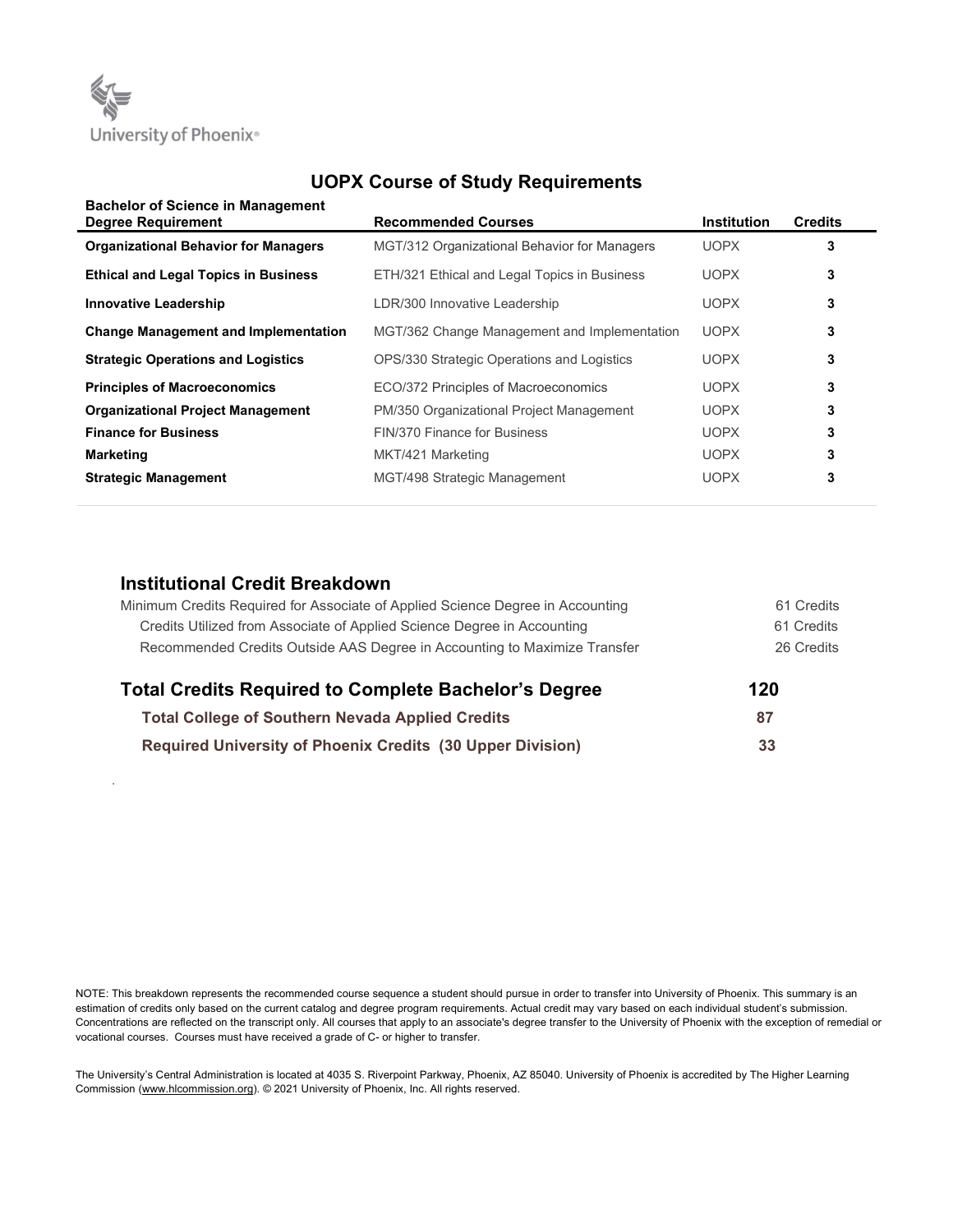University of Phoenix®

## UOPX Course of Study Requirements

| Bachelor of Science in Management Degree Requirement | Recommended Courses | Institution | Credits |
|---|---|---|---|
| **Organizational Behavior for Managers** | MGT/312 Organizational Behavior for Managers | UOPX | 3 |
| **Ethical and Legal Topics in Business** | ETH/321 Ethical and Legal Topics in Business | UOPX | 3 |
| **Innovative Leadership** | LDR/300 Innovative Leadership | UOPX | 3 |
| **Change Management and Implementation** | MGT/362 Change Management and Implementation | UOPX | 3 |
| **Strategic Operations and Logistics** | OPS/330 Strategic Operations and Logistics | UOPX | 3 |
| **Principles of Macroeconomics** | ECO/372 Principles of Macroeconomics | UOPX | 3 |
| **Organizational Project Management** | PM/350 Organizational Project Management | UOPX | 3 |
| **Finance for Business** | FIN/370 Finance for Business | UOPX | 3 |
| **Marketing** | MKT/421 Marketing | UOPX | 3 |
| **Strategic Management** | MGT/498 Strategic Management | UOPX | 3 |

### Institutional Credit Breakdown

| | |
|---|---|
| Minimum Credits Required for Associate of Applied Science Degree in Accounting | 61 Credits |
| Credits Utilized from Associate of Applied Science Degree in Accounting | 61 Credits |
| Recommended Credits Outside AAS Degree in Accounting to Maximize Transfer | 26 Credits |

| | |
|---|---|
| **Total Credits Required to Complete Bachelor's Degree** | **120** |
| **Total College of Southern Nevada Applied Credits** | **87** |
| **Required University of Phoenix Credits (30 Upper Division)** | **33** |

NOTE: This breakdown represents the recommended course sequence a student should pursue in order to transfer into University of Phoenix. This summary is an estimation of credits only based on the current catalog and degree program requirements. Actual credit may vary based on each individual student's submission. Concentrations are reflected on the transcript only. All courses that apply to an associate's degree transfer to the University of Phoenix with the exception of remedial or vocational courses. Courses must have received a grade of C- or higher to transfer.

The University's Central Administration is located at 4035 S. Riverpoint Parkway, Phoenix, AZ 85040. University of Phoenix is accredited by The Higher Learning Commission (www.hlcommission.org). © 2021 University of Phoenix, Inc. All rights reserved.